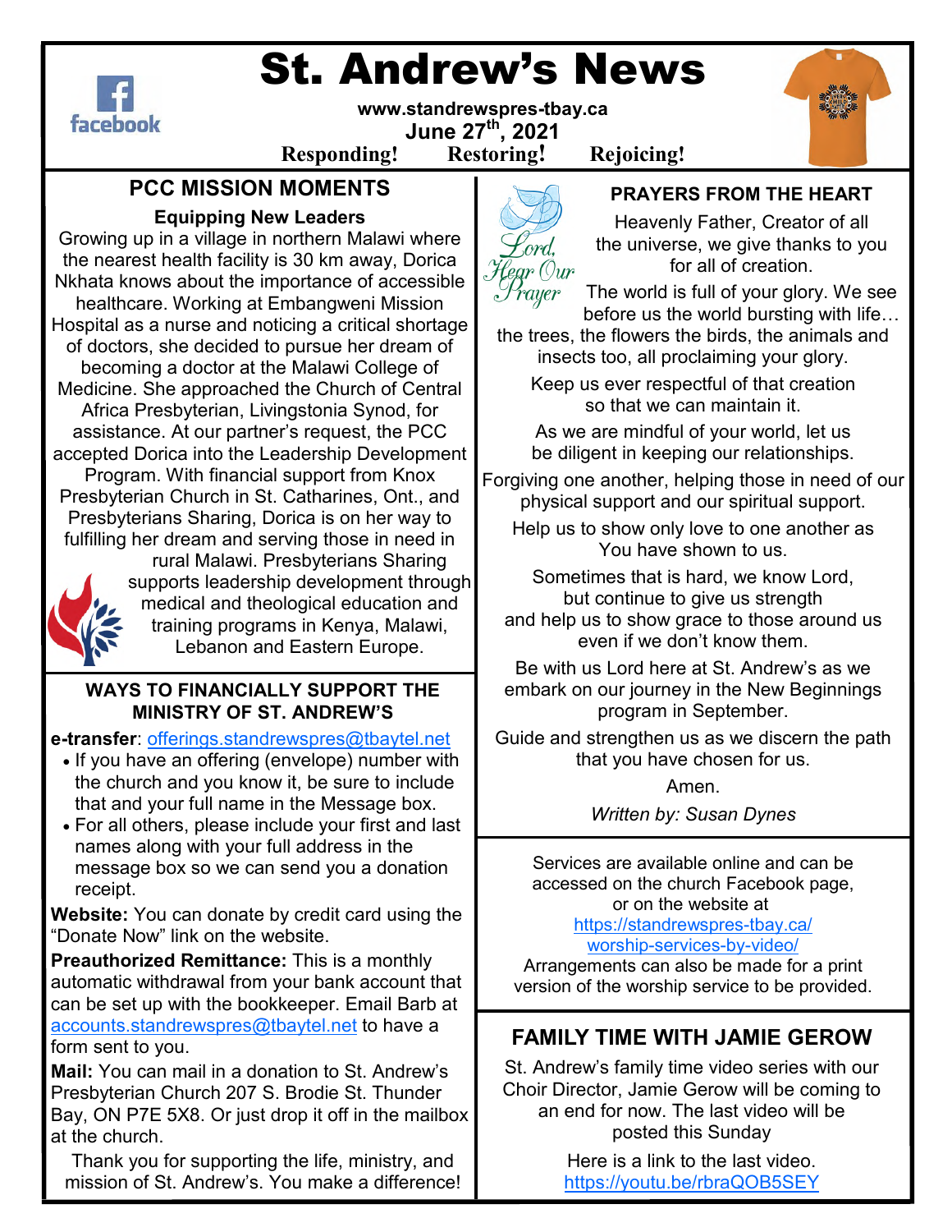# St. Andrew's News

**www.standrewspres-tbay.ca**

**June 27th, 2021**

**Responding! Restoring! Rejoicing!**

## PCC MISSION MOMENTS

### Equipping New Leaders

Growing up in a village in northern Malawi where the nearest health facility is 30 km away, Dorica Nkhata knows about the importance of accessible healthcare. Working at Embangweni Mission Hospital as a nurse and noticing a critical shortage of doctors, she decided to pursue her dream of becoming a doctor at the Malawi College of Medicine. She approached the Church of Central Africa Presbyterian, Livingstonia Synod, for assistance. At our partner's request, the PCC accepted Dorica into the Leadership Development Program. With financial support from Knox Presbyterian Church in St. Catharines, Ont., and Presbyterians Sharing, Dorica is on her way to fulfilling her dream and serving those in need in rural Malawi. Presbyterians Sharing supports leadership development through medical and theological education and training programs in Kenya, Malawi, Lebanon and Eastern Europe.

## WAYS TO FINANCIALLY SUPPORT THE MINISTRY OF ST. ANDREW'S

**e-transfer**: offerings.standrewspres@tbaytel.net

- If you have an offering (envelope) number with the church and you know it, be sure to include that and your full name in the Message box.
- For all others, please include your first and last names along with your full address in the message box so we can send you a donation receipt.

**Website:** You can donate by credit card using the "Donate Now" link on the website.

**Preauthorized Remittance:** This is a monthly automatic withdrawal from your bank account that can be set up with the bookkeeper. Email Barb at accounts.standrewspres@tbaytel.net to have a form sent to you.

**Mail:** You can mail in a donation to St. Andrew's Presbyterian Church 207 S. Brodie St. Thunder Bay, ON P7E 5X8. Or just drop it off in the mailbox at the church.

Thank you for supporting the life, ministry, and mission of St. Andrew's. You make a difference!

## PRAYERS FROM THE HEART

*Lord, Hear Our Prayer*

Heavenly Father, Creator of all the universe, we give thanks to you for all of creation.

The world is full of your glory. We see before us the world bursting with life… the trees, the flowers the birds, the animals and insects too, all proclaiming your glory.

Keep us ever respectful of that creation so that we can maintain it.

As we are mindful of your world, let us be diligent in keeping our relationships.

Forgiving one another, helping those in need of our physical support and our spiritual support.

Help us to show only love to one another as You have shown to us.

Sometimes that is hard, we know Lord, but continue to give us strength and help us to show grace to those around us even if we don't know them.

Be with us Lord here at St. Andrew's as we embark on our journey in the New Beginnings program in September.

Guide and strengthen us as we discern the path that you have chosen for us.

Amen.

*Written by: Susan Dynes*

Services are available online and can be accessed on the church Facebook page, or on the website at https://standrewspres-tbay.ca/worship-services-by-video/ Arrangements can also be made for a print version of the worship service to be provided.

## FAMILY TIME WITH JAMIE GEROW

St. Andrew's family time video series with our Choir Director, Jamie Gerow will be coming to an end for now. The last video will be posted this Sunday

Here is a link to the last video. https://youtu.be/rbraQOB5SEY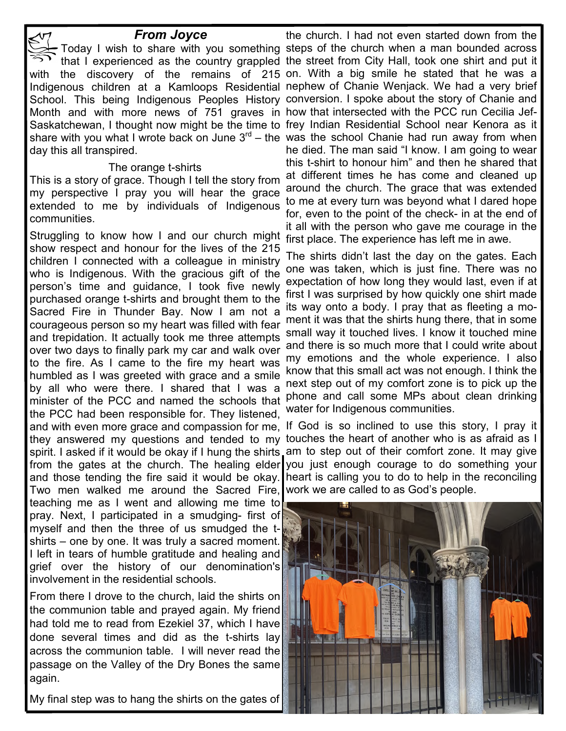## *From Joyce*

Today I wish to share with you something that I experienced as the country grappled with the discovery of the remains of 215 Indigenous children at a Kamloops Residential School. This being Indigenous Peoples History Month and with more news of 751 graves in Saskatchewan, I thought now might be the time to share with you what I wrote back on June 3rd – the day this all transpired.

The orange t-shirts

This is a story of grace. Though I tell the story from my perspective I pray you will hear the grace extended to me by individuals of Indigenous communities.

Struggling to know how I and our church might show respect and honour for the lives of the 215 children I connected with a colleague in ministry who is Indigenous. With the gracious gift of the person's time and guidance, I took five newly purchased orange t-shirts and brought them to the Sacred Fire in Thunder Bay. Now I am not a courageous person so my heart was filled with fear and trepidation. It actually took me three attempts over two days to finally park my car and walk over to the fire. As I came to the fire my heart was humbled as I was greeted with grace and a smile by all who were there. I shared that I was a minister of the PCC and named the schools that the PCC had been responsible for. They listened, and with even more grace and compassion for me, they answered my questions and tended to my spirit. I asked if it would be okay if I hung the shirts from the gates at the church. The healing elder and those tending the fire said it would be okay. Two men walked me around the Sacred Fire, teaching me as I went and allowing me time to pray. Next, I participated in a smudging- first of myself and then the three of us smudged the t-shirts – one by one. It was truly a sacred moment. I left in tears of humble gratitude and healing and grief over the history of our denomination's involvement in the residential schools.

From there I drove to the church, laid the shirts on the communion table and prayed again. My friend had told me to read from Ezekiel 37, which I have done several times and did as the t-shirts lay across the communion table. I will never read the passage on the Valley of the Dry Bones the same again.

My final step was to hang the shirts on the gates of the church. I had not even started down from the steps of the church when a man bounded across the street from City Hall, took one shirt and put it on. With a big smile he stated that he was a nephew of Chanie Wenjack. We had a very brief conversation. I spoke about the story of Chanie and how that intersected with the PCC run Cecilia Jeffrey Indian Residential School near Kenora as it was the school Chanie had run away from when he died. The man said "I know. I am going to wear this t-shirt to honour him" and then he shared that at different times he has come and cleaned up around the church. The grace that was extended to me at every turn was beyond what I dared hope for, even to the point of the check- in at the end of it all with the person who gave me courage in the first place. The experience has left me in awe.

The shirts didn't last the day on the gates. Each one was taken, which is just fine. There was no expectation of how long they would last, even if at first I was surprised by how quickly one shirt made its way onto a body. I pray that as fleeting a moment it was that the shirts hung there, that in some small way it touched lives. I know it touched mine and there is so much more that I could write about my emotions and the whole experience. I also know that this small act was not enough. I think the next step out of my comfort zone is to pick up the phone and call some MPs about clean drinking water for Indigenous communities.

If God is so inclined to use this story, I pray it touches the heart of another who is as afraid as I am to step out of their comfort zone. It may give you just enough courage to do something your heart is calling you to do to help in the reconciling work we are called to as God's people.